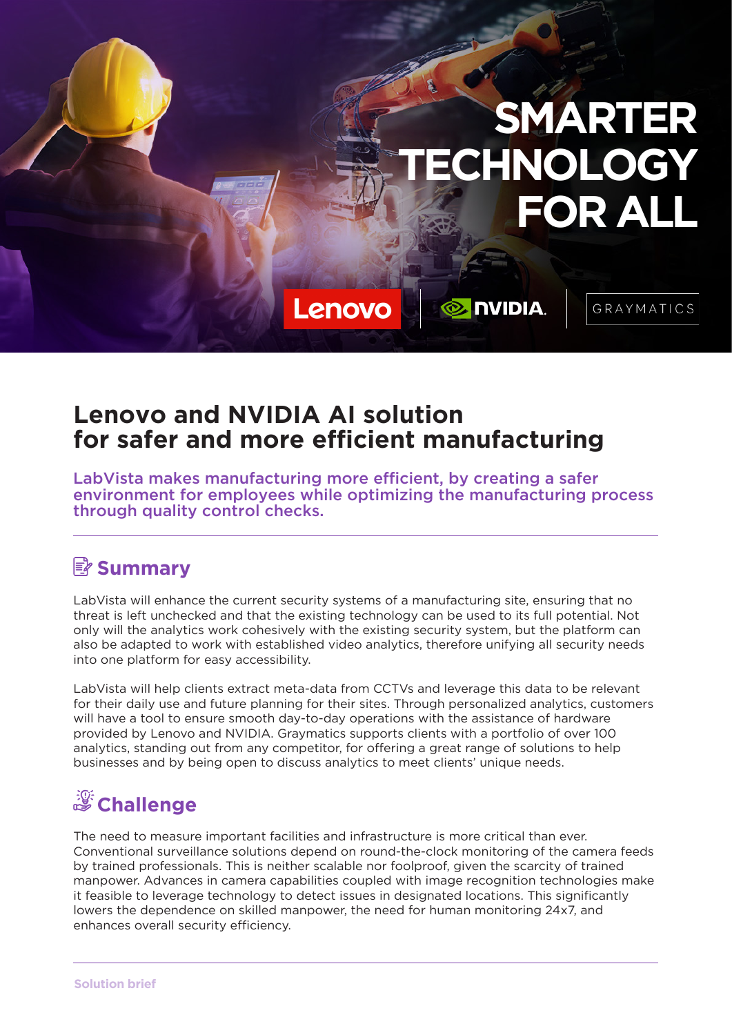# SMARTER TECHNOLOGY FOR ALL

Lenovo | NVIDIA | GRAYMATICS

## Lenovo and NVIDIA AI solution for safer and more efficient manufacturing

LabVista makes manufacturing more efficient, by creating a safer environment for employees while optimizing the manufacturing process through quality control checks.

### Summary

LabVista will enhance the current security systems of a manufacturing site, ensuring that no threat is left unchecked and that the existing technology can be used to its full potential. Not only will the analytics work cohesively with the existing security system, but the platform can also be adapted to work with established video analytics, therefore unifying all security needs into one platform for easy accessibility.

LabVista will help clients extract meta-data from CCTVs and leverage this data to be relevant for their daily use and future planning for their sites. Through personalized analytics, customers will have a tool to ensure smooth day-to-day operations with the assistance of hardware provided by Lenovo and NVIDIA. Graymatics supports clients with a portfolio of over 100 analytics, standing out from any competitor, for offering a great range of solutions to help businesses and by being open to discuss analytics to meet clients' unique needs.

### Challenge

The need to measure important facilities and infrastructure is more critical than ever. Conventional surveillance solutions depend on round-the-clock monitoring of the camera feeds by trained professionals. This is neither scalable nor foolproof, given the scarcity of trained manpower. Advances in camera capabilities coupled with image recognition technologies make it feasible to leverage technology to detect issues in designated locations. This significantly lowers the dependence on skilled manpower, the need for human monitoring 24x7, and enhances overall security efficiency.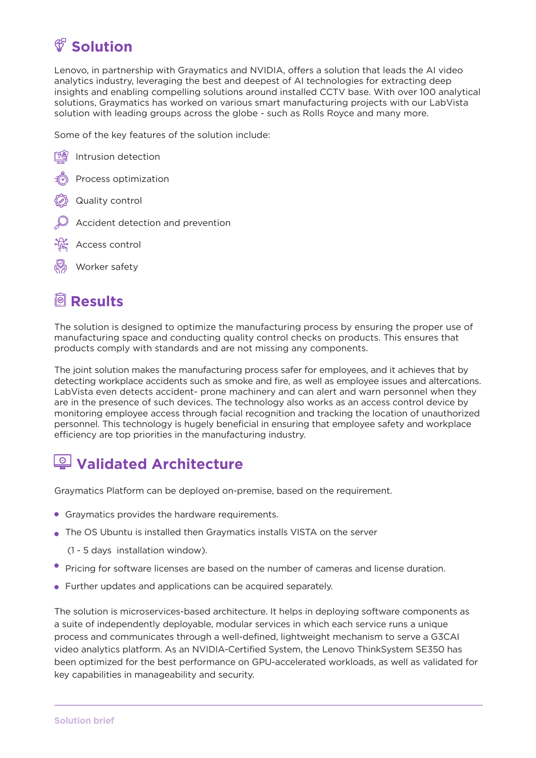## Solution

Lenovo, in partnership with Graymatics and NVIDIA, offers a solution that leads the AI video analytics industry, leveraging the best and deepest of AI technologies for extracting deep insights and enabling compelling solutions around installed CCTV base. With over 100 analytical solutions, Graymatics has worked on various smart manufacturing projects with our LabVista solution with leading groups across the globe - such as Rolls Royce and many more.

Some of the key features of the solution include:

- Intrusion detection
- Process optimization
- Quality control
- Accident detection and prevention
- Access control
- Worker safety

## Results

The solution is designed to optimize the manufacturing process by ensuring the proper use of manufacturing space and conducting quality control checks on products. This ensures that products comply with standards and are not missing any components.

The joint solution makes the manufacturing process safer for employees, and it achieves that by detecting workplace accidents such as smoke and fire, as well as employee issues and altercations. LabVista even detects accident- prone machinery and can alert and warn personnel when they are in the presence of such devices. The technology also works as an access control device by monitoring employee access through facial recognition and tracking the location of unauthorized personnel. This technology is hugely beneficial in ensuring that employee safety and workplace efficiency are top priorities in the manufacturing industry.

## Validated Architecture

Graymatics Platform can be deployed on-premise, based on the requirement.

- Graymatics provides the hardware requirements.
- The OS Ubuntu is installed then Graymatics installs VISTA on the server (1 - 5 days installation window).
- Pricing for software licenses are based on the number of cameras and license duration.
- Further updates and applications can be acquired separately.

The solution is microservices-based architecture. It helps in deploying software components as a suite of independently deployable, modular services in which each service runs a unique process and communicates through a well-defined, lightweight mechanism to serve a G3CAI video analytics platform. As an NVIDIA-Certified System, the Lenovo ThinkSystem SE350 has been optimized for the best performance on GPU-accelerated workloads, as well as validated for key capabilities in manageability and security.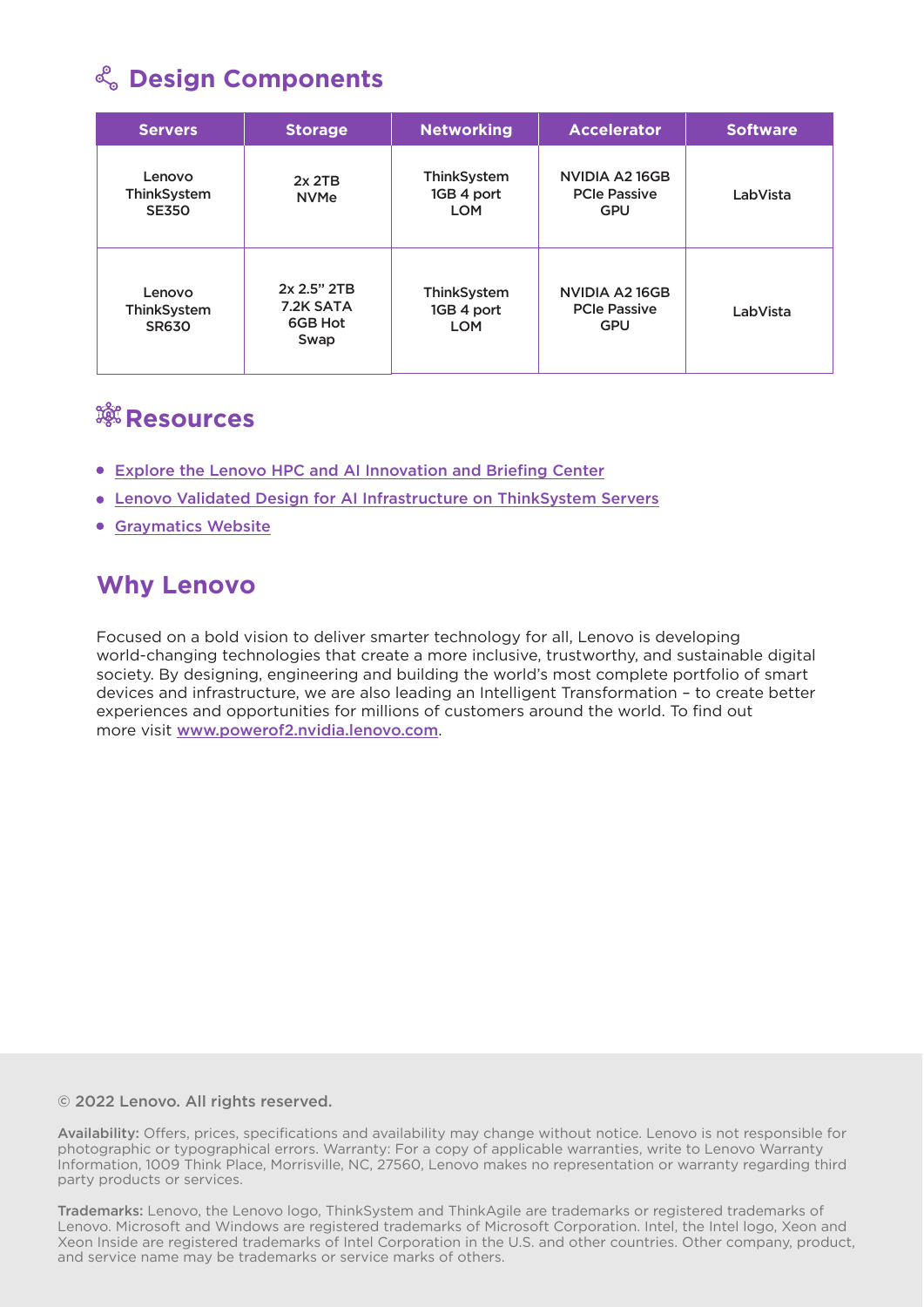## Design Components

| Servers | Storage | Networking | Accelerator | Software |
|---|---|---|---|---|
| Lenovo ThinkSystem SE350 | 2x 2TB NVMe | ThinkSystem 1GB 4 port LOM | NVIDIA A2 16GB PCIe Passive GPU | LabVista |
| Lenovo ThinkSystem SR630 | 2x 2.5" 2TB 7.2K SATA 6GB Hot Swap | ThinkSystem 1GB 4 port LOM | NVIDIA A2 16GB PCIe Passive GPU | LabVista |

## Resources

- Explore the Lenovo HPC and AI Innovation and Briefing Center
- Lenovo Validated Design for AI Infrastructure on ThinkSystem Servers
- Graymatics Website

## Why Lenovo

Focused on a bold vision to deliver smarter technology for all, Lenovo is developing world-changing technologies that create a more inclusive, trustworthy, and sustainable digital society. By designing, engineering and building the world's most complete portfolio of smart devices and infrastructure, we are also leading an Intelligent Transformation – to create better experiences and opportunities for millions of customers around the world. To find out more visit www.powerof2.nvidia.lenovo.com.

© 2022 Lenovo. All rights reserved.

**Availability:** Offers, prices, specifications and availability may change without notice. Lenovo is not responsible for photographic or typographical errors. Warranty: For a copy of applicable warranties, write to Lenovo Warranty Information, 1009 Think Place, Morrisville, NC, 27560, Lenovo makes no representation or warranty regarding third party products or services.

**Trademarks:** Lenovo, the Lenovo logo, ThinkSystem and ThinkAgile are trademarks or registered trademarks of Lenovo. Microsoft and Windows are registered trademarks of Microsoft Corporation. Intel, the Intel logo, Xeon and Xeon Inside are registered trademarks of Intel Corporation in the U.S. and other countries. Other company, product, and service name may be trademarks or service marks of others.